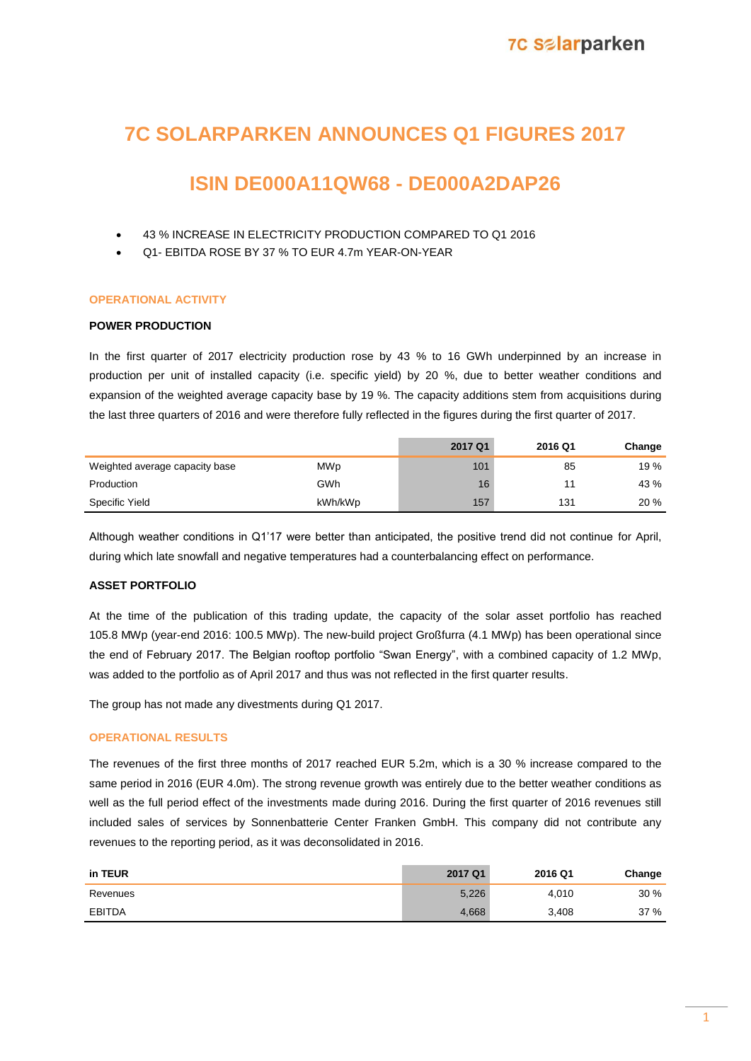# 7C SOLARPARKEN ANNOUNCES Q1 FIGURES 2017

# ISIN DE000A11QW68 - DE000A2DAP26

- 43 % INCREASE IN ELECTRICITY PRODUCTION COMPARED TO Q1 2016
- Q1- EBITDA ROSE BY 37 % TO EUR 4.7m YEAR-ON-YEAR

## OPERATIONAL ACTIVITY

### POWER PRODUCTION

In the first quarter of 2017 electricity production rose by 43 % to 16 GWh underpinned by an increase in production per unit of installed capacity (i.e. specific yield) by 20 %, due to better weather conditions and expansion of the weighted average capacity base by 19 %. The capacity additions stem from acquisitions during the last three quarters of 2016 and were therefore fully reflected in the figures during the first quarter of 2017.

| | | 2017 Q1 | 2016 Q1 | Change |
|---|---|---|---|---|
| Weighted average capacity base | MWp | 101 | 85 | 19 % |
| Production | GWh | 16 | 11 | 43 % |
| Specific Yield | kWh/kWp | 157 | 131 | 20 % |

Although weather conditions in Q1'17 were better than anticipated, the positive trend did not continue for April, during which late snowfall and negative temperatures had a counterbalancing effect on performance.

### ASSET PORTFOLIO

At the time of the publication of this trading update, the capacity of the solar asset portfolio has reached 105.8 MWp (year-end 2016: 100.5 MWp). The new-build project Großfurra (4.1 MWp) has been operational since the end of February 2017. The Belgian rooftop portfolio "Swan Energy", with a combined capacity of 1.2 MWp, was added to the portfolio as of April 2017 and thus was not reflected in the first quarter results.

The group has not made any divestments during Q1 2017.

## OPERATIONAL RESULTS

The revenues of the first three months of 2017 reached EUR 5.2m, which is a 30 % increase compared to the same period in 2016 (EUR 4.0m). The strong revenue growth was entirely due to the better weather conditions as well as the full period effect of the investments made during 2016. During the first quarter of 2016 revenues still included sales of services by Sonnenbatterie Center Franken GmbH. This company did not contribute any revenues to the reporting period, as it was deconsolidated in 2016.

| in TEUR | 2017 Q1 | 2016 Q1 | Change |
|---|---|---|---|
| Revenues | 5,226 | 4,010 | 30 % |
| EBITDA | 4,668 | 3,408 | 37 % |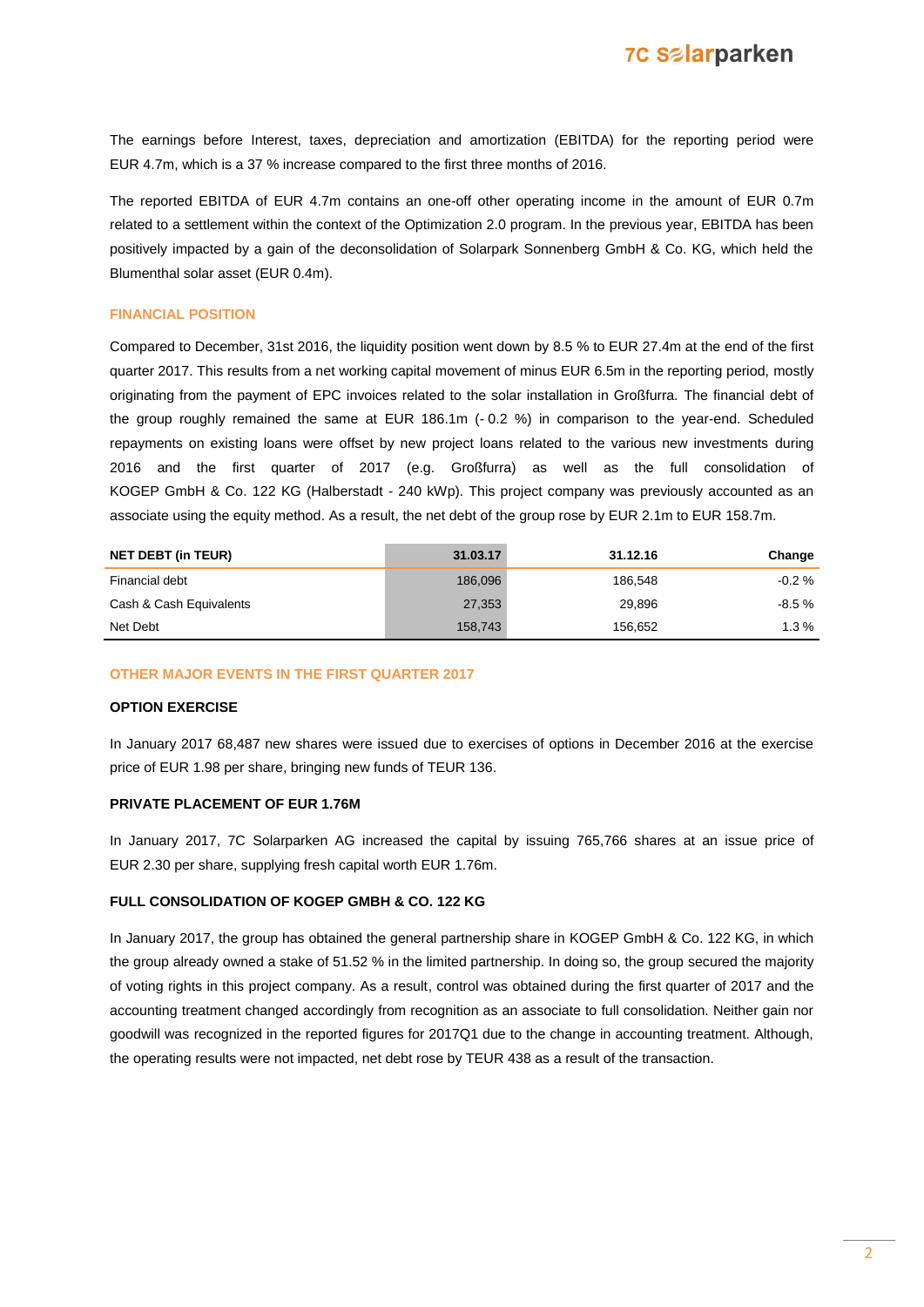The earnings before Interest, taxes, depreciation and amortization (EBITDA) for the reporting period were EUR 4.7m, which is a 37 % increase compared to the first three months of 2016.

The reported EBITDA of EUR 4.7m contains an one-off other operating income in the amount of EUR 0.7m related to a settlement within the context of the Optimization 2.0 program. In the previous year, EBITDA has been positively impacted by a gain of the deconsolidation of Solarpark Sonnenberg GmbH & Co. KG, which held the Blumenthal solar asset (EUR 0.4m).

## FINANCIAL POSITION

Compared to December, 31st 2016, the liquidity position went down by 8.5 % to EUR 27.4m at the end of the first quarter 2017. This results from a net working capital movement of minus EUR 6.5m in the reporting period, mostly originating from the payment of EPC invoices related to the solar installation in Großfurra. The financial debt of the group roughly remained the same at EUR 186.1m (- 0.2 %) in comparison to the year-end. Scheduled repayments on existing loans were offset by new project loans related to the various new investments during 2016 and the first quarter of 2017 (e.g. Großfurra) as well as the full consolidation of KOGEP GmbH & Co. 122 KG (Halberstadt - 240 kWp). This project company was previously accounted as an associate using the equity method. As a result, the net debt of the group rose by EUR 2.1m to EUR 158.7m.

| NET DEBT (in TEUR) | 31.03.17 | 31.12.16 | Change |
|---|---|---|---|
| Financial debt | 186,096 | 186,548 | -0.2 % |
| Cash & Cash Equivalents | 27,353 | 29,896 | -8.5 % |
| Net Debt | 158,743 | 156,652 | 1.3 % |

## OTHER MAJOR EVENTS IN THE FIRST QUARTER 2017

### OPTION EXERCISE

In January 2017 68,487 new shares were issued due to exercises of options in December 2016 at the exercise price of EUR 1.98 per share, bringing new funds of TEUR 136.

### PRIVATE PLACEMENT OF EUR 1.76M

In January 2017, 7C Solarparken AG increased the capital by issuing 765,766 shares at an issue price of EUR 2.30 per share, supplying fresh capital worth EUR 1.76m.

### FULL CONSOLIDATION OF KOGEP GMBH & CO. 122 KG

In January 2017, the group has obtained the general partnership share in KOGEP GmbH & Co. 122 KG, in which the group already owned a stake of 51.52 % in the limited partnership. In doing so, the group secured the majority of voting rights in this project company. As a result, control was obtained during the first quarter of 2017 and the accounting treatment changed accordingly from recognition as an associate to full consolidation. Neither gain nor goodwill was recognized in the reported figures for 2017Q1 due to the change in accounting treatment. Although, the operating results were not impacted, net debt rose by TEUR 438 as a result of the transaction.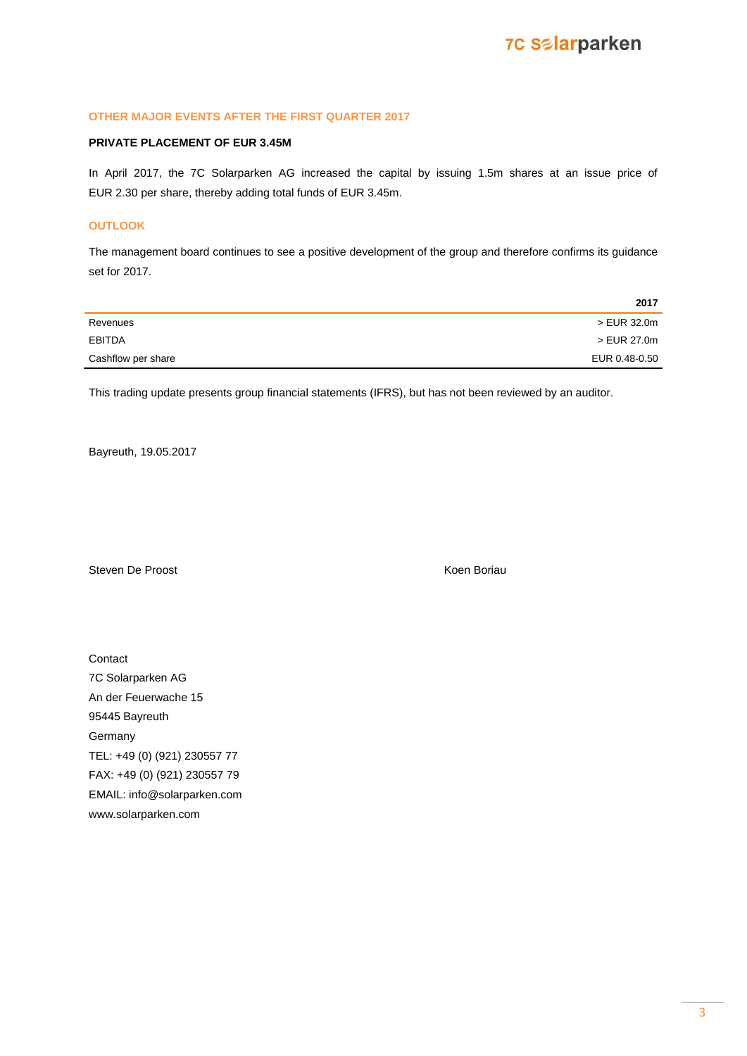## OTHER MAJOR EVENTS AFTER THE FIRST QUARTER 2017

### PRIVATE PLACEMENT OF EUR 3.45M

In April 2017, the 7C Solarparken AG increased the capital by issuing 1.5m shares at an issue price of EUR 2.30 per share, thereby adding total funds of EUR 3.45m.

## OUTLOOK

The management board continues to see a positive development of the group and therefore confirms its guidance set for 2017.

| | **2017** |
|---|---|
| Revenues | > EUR 32.0m |
| EBITDA | > EUR 27.0m |
| Cashflow per share | EUR 0.48-0.50 |

This trading update presents group financial statements (IFRS), but has not been reviewed by an auditor.

Bayreuth, 19.05.2017

Steven De Proost

Koen Boriau

Contact
7C Solarparken AG
An der Feuerwache 15
95445 Bayreuth
Germany
TEL: +49 (0) (921) 230557 77
FAX: +49 (0) (921) 230557 79
EMAIL: info@solarparken.com
www.solarparken.com